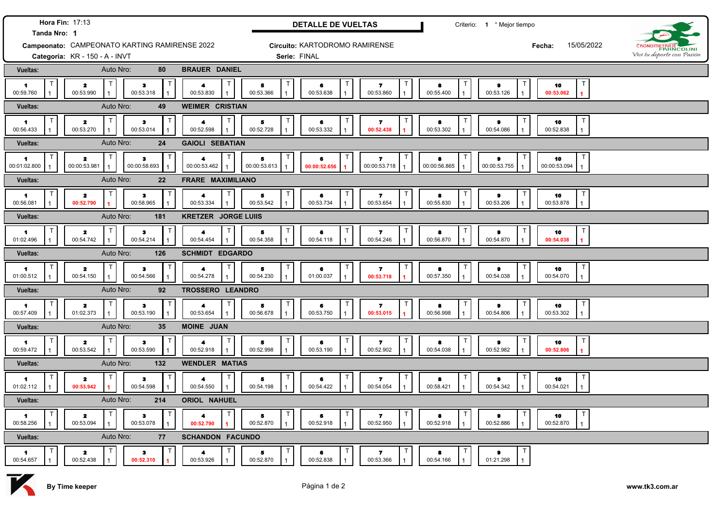**Hora Fin:** 17:13
**Tanda Nro:** 1

**Campeonato:** CAMPEONATO KARTING RAMIRENSE 2022
**Categoría:** KR - 150 - A - INVT

## DETALLE DE VUELTAS

**Circuito:** KARTODROMO RAMIRENSE
**Serie:** FINAL

Criterio: 1 ° Mejor tiempo

**Fecha:** 15/05/2022

CRONOMETRAJE FRANCOLINI
*Vivi tu deporte con Pasión*

| Auto Nro | Piloto | 1 | 2 | 3 | 4 | 5 | 6 | 7 | 8 | 9 | 10 |
|---|---|---|---|---|---|---|---|---|---|---|---|
| 80 | BRAUER DANIEL | 00:59.760 | 00:53.990 | 00:53.318 | 00:53.830 | 00:53.366 | 00:53.638 | 00:53.860 | 00:55.400 | 00:53.126 | **00:53.062** |
| 49 | WEIMER CRISTIAN | 00:56.433 | 00:53.270 | 00:53.014 | 00:52.598 | 00:52.728 | 00:53.332 | **00:52.438** | 00:53.302 | 00:54.086 | 00:52.838 |
| 24 | GAIOLI SEBATIAN | 00:01:02.800 | 00:00:53.981 | 00:00:58.693 | 00:00:53.462 | 00:00:53.613 | **00:00:52.656** | 00:00:53.718 | 00:00:56.865 | 00:00:53.755 | 00:00:53.094 |
| 22 | FRARE MAXIMILIANO | 00:56.081 | **00:52.790** | 00:58.965 | 00:53.334 | 00:53.542 | 00:53.734 | 00:53.654 | 00:55.830 | 00:53.206 | 00:53.878 |
| 181 | KRETZER JORGE LUIIS | 01:02.496 | 00:54.742 | 00:54.214 | 00:54.454 | 00:54.358 | 00:54.118 | 00:54.246 | 00:56.870 | 00:54.870 | **00:54.038** |
| 126 | SCHMIDT EDGARDO | 01:00.512 | 00:54.150 | 00:54.566 | 00:54.278 | 00:54.230 | 01:00.037 | **00:53.718** | 00:57.350 | 00:54.038 | 00:54.070 |
| 92 | TROSSERO LEANDRO | 00:57.409 | 01:02.373 | 00:53.190 | 00:53.654 | 00:56.678 | 00:53.750 | **00:53.015** | 00:56.998 | 00:54.806 | 00:53.302 |
| 35 | MOINE JUAN | 00:59.472 | 00:53.542 | 00:53.590 | 00:52.918 | 00:52.998 | 00:53.190 | 00:52.902 | 00:54.038 | 00:52.982 | **00:52.806** |
| 132 | WENDLER MATIAS | 01:02.112 | **00:53.942** | 00:54.598 | 00:54.550 | 00:54.198 | 00:54.422 | 00:54.054 | 00:58.421 | 00:54.342 | 00:54.021 |
| 214 | ORIOL NAHUEL | 00:58.256 | 00:53.094 | 00:53.078 | **00:52.790** | 00:52.870 | 00:52.918 | 00:52.950 | 00:52.918 | 00:52.886 | 00:52.870 |
| 77 | SCHANDON FACUNDO | 00:54.657 | 00:52.438 | **00:52.310** | 00:53.926 | 00:52.870 | 00:52.838 | 00:53.366 | 00:54.166 | 01:21.298 | |

All laps: T 1

By Time keeper

www.tk3.com.ar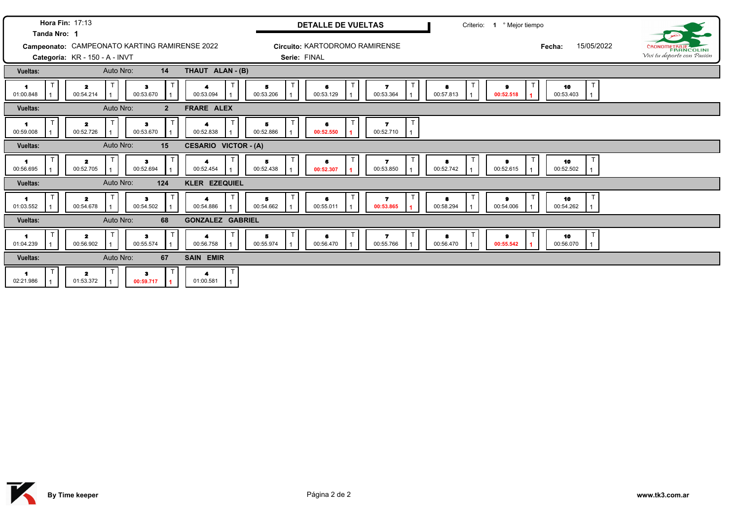**Hora Fin:** 17:13
**Tanda Nro:** 1
**Campeonato:** CAMPEONATO KARTING RAMIRENSE 2022
**Categoría:** KR - 150 - A - INVT

## DETALLE DE VUELTAS

**Circuito:** KARTODROMO RAMIRENSE
**Serie:** FINAL

Criterio: 1 ° Mejor tiempo

**Fecha:** 15/05/2022

CRONOMETRAJE FRANCOLINI
Vivi tu deporte con Pasión

### Vueltas: Auto Nro: 14 — THAUT ALAN - (B)

| Vuelta | Tiempo | T |
|---|---|---|
| 1 | 01:00.848 | 1 |
| 2 | 00:54.214 | 1 |
| 3 | 00:53.670 | 1 |
| 4 | 00:53.094 | 1 |
| 5 | 00:53.206 | 1 |
| 6 | 00:53.129 | 1 |
| 7 | 00:53.364 | 1 |
| 8 | 00:57.813 | 1 |
| 9 | **00:52.518** | 1 |
| 10 | 00:53.403 | 1 |

### Vueltas: Auto Nro: 2 — FRARE ALEX

| Vuelta | Tiempo | T |
|---|---|---|
| 1 | 00:59.008 | 1 |
| 2 | 00:52.726 | 1 |
| 3 | 00:53.670 | 1 |
| 4 | 00:52.838 | 1 |
| 5 | 00:52.886 | 1 |
| 6 | **00:52.550** | 1 |
| 7 | 00:52.710 | 1 |

### Vueltas: Auto Nro: 15 — CESARIO VICTOR - (A)

| Vuelta | Tiempo | T |
|---|---|---|
| 1 | 00:56.695 | 1 |
| 2 | 00:52.705 | 1 |
| 3 | 00:52.694 | 1 |
| 4 | 00:52.454 | 1 |
| 5 | 00:52.438 | 1 |
| 6 | **00:52.307** | 1 |
| 7 | 00:53.850 | 1 |
| 8 | 00:52.742 | 1 |
| 9 | 00:52.615 | 1 |
| 10 | 00:52.502 | 1 |

### Vueltas: Auto Nro: 124 — KLER EZEQUIEL

| Vuelta | Tiempo | T |
|---|---|---|
| 1 | 01:03.552 | 1 |
| 2 | 00:54.678 | 1 |
| 3 | 00:54.502 | 1 |
| 4 | 00:54.886 | 1 |
| 5 | 00:54.662 | 1 |
| 6 | 00:55.011 | 1 |
| 7 | **00:53.865** | 1 |
| 8 | 00:58.294 | 1 |
| 9 | 00:54.006 | 1 |
| 10 | 00:54.262 | 1 |

### Vueltas: Auto Nro: 68 — GONZALEZ GABRIEL

| Vuelta | Tiempo | T |
|---|---|---|
| 1 | 01:04.239 | 1 |
| 2 | 00:56.902 | 1 |
| 3 | 00:55.574 | 1 |
| 4 | 00:56.758 | 1 |
| 5 | 00:55.974 | 1 |
| 6 | 00:56.470 | 1 |
| 7 | 00:55.766 | 1 |
| 8 | 00:56.470 | 1 |
| 9 | **00:55.542** | 1 |
| 10 | 00:56.070 | 1 |

### Vueltas: Auto Nro: 67 — SAIN EMIR

| Vuelta | Tiempo | T |
|---|---|---|
| 1 | 02:21.986 | 1 |
| 2 | 01:53.372 | 1 |
| 3 | **00:59.717** | 1 |
| 4 | 01:00.581 | 1 |

By Time keeper

www.tk3.com.ar